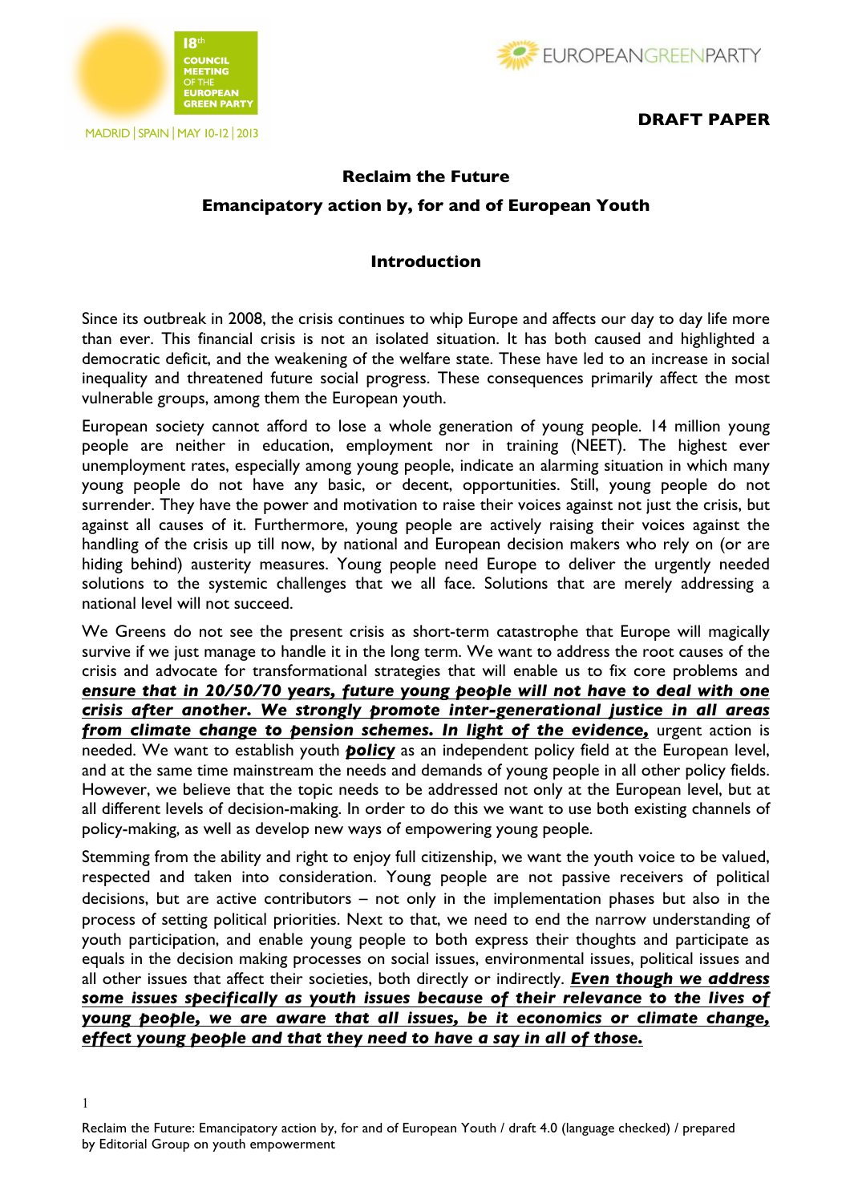18th COUNCIL MEETING OF THE EUROPEAN GREEN PARTY

MADRID | SPAIN | MAY 10-12 | 2013

EUROPEANGREENPARTY

**DRAFT PAPER**

# Reclaim the Future

## Emancipatory action by, for and of European Youth

### Introduction

Since its outbreak in 2008, the crisis continues to whip Europe and affects our day to day life more than ever. This financial crisis is not an isolated situation. It has both caused and highlighted a democratic deficit, and the weakening of the welfare state. These have led to an increase in social inequality and threatened future social progress. These consequences primarily affect the most vulnerable groups, among them the European youth.

European society cannot afford to lose a whole generation of young people. 14 million young people are neither in education, employment nor in training (NEET). The highest ever unemployment rates, especially among young people, indicate an alarming situation in which many young people do not have any basic, or decent, opportunities. Still, young people do not surrender. They have the power and motivation to raise their voices against not just the crisis, but against all causes of it. Furthermore, young people are actively raising their voices against the handling of the crisis up till now, by national and European decision makers who rely on (or are hiding behind) austerity measures. Young people need Europe to deliver the urgently needed solutions to the systemic challenges that we all face. Solutions that are merely addressing a national level will not succeed.

We Greens do not see the present crisis as short-term catastrophe that Europe will magically survive if we just manage to handle it in the long term. We want to address the root causes of the crisis and advocate for transformational strategies that will enable us to fix core problems and ***ensure that in 20/50/70 years, future young people will not have to deal with one crisis after another. We strongly promote inter-generational justice in all areas from climate change to pension schemes. In light of the evidence,*** urgent action is needed. We want to establish youth ***policy*** as an independent policy field at the European level, and at the same time mainstream the needs and demands of young people in all other policy fields. However, we believe that the topic needs to be addressed not only at the European level, but at all different levels of decision-making. In order to do this we want to use both existing channels of policy-making, as well as develop new ways of empowering young people.

Stemming from the ability and right to enjoy full citizenship, we want the youth voice to be valued, respected and taken into consideration. Young people are not passive receivers of political decisions, but are active contributors – not only in the implementation phases but also in the process of setting political priorities. Next to that, we need to end the narrow understanding of youth participation, and enable young people to both express their thoughts and participate as equals in the decision making processes on social issues, environmental issues, political issues and all other issues that affect their societies, both directly or indirectly. ***Even though we address some issues specifically as youth issues because of their relevance to the lives of young people, we are aware that all issues, be it economics or climate change, effect young people and that they need to have a say in all of those.***

Reclaim the Future: Emancipatory action by, for and of European Youth / draft 4.0 (language checked) / prepared by Editorial Group on youth empowerment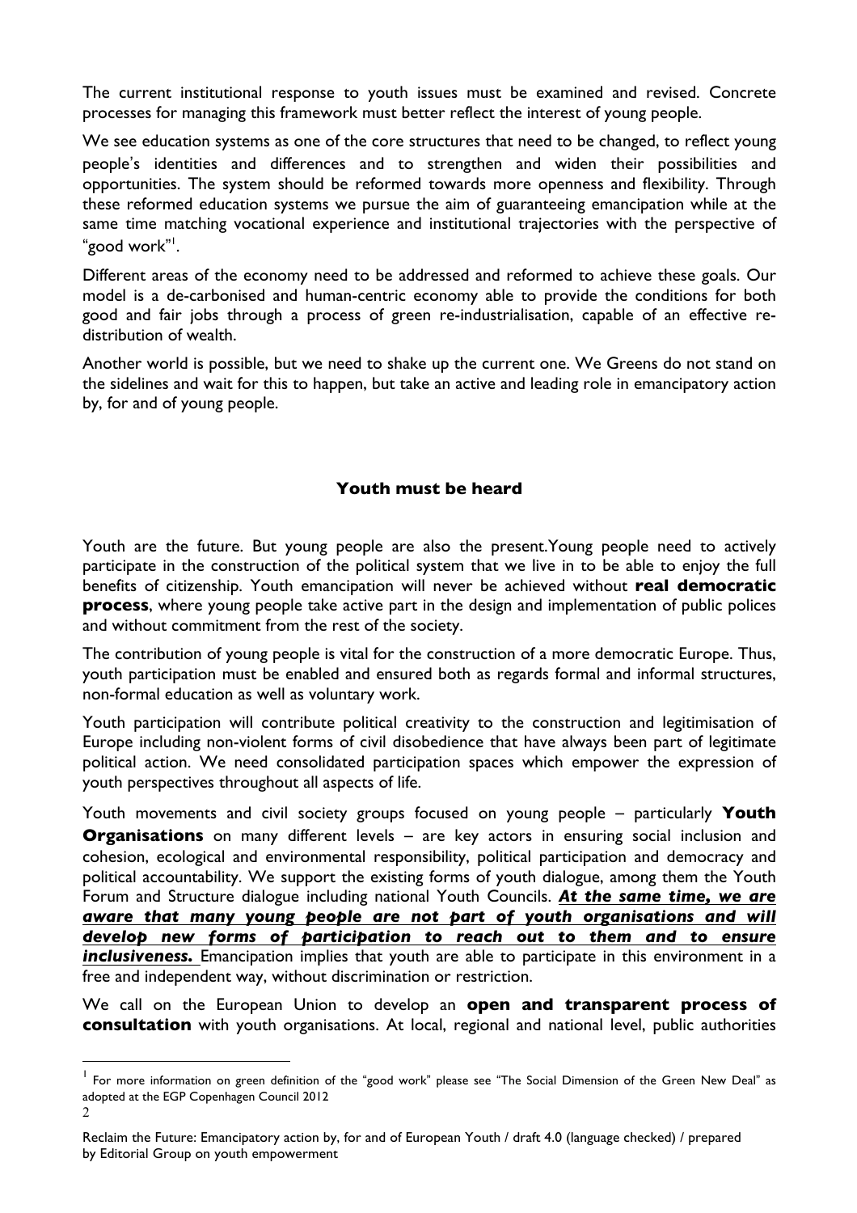The current institutional response to youth issues must be examined and revised. Concrete processes for managing this framework must better reflect the interest of young people.

We see education systems as one of the core structures that need to be changed, to reflect young people's identities and differences and to strengthen and widen their possibilities and opportunities. The system should be reformed towards more openness and flexibility. Through these reformed education systems we pursue the aim of guaranteeing emancipation while at the same time matching vocational experience and institutional trajectories with the perspective of "good work"[1].

Different areas of the economy need to be addressed and reformed to achieve these goals. Our model is a de-carbonised and human-centric economy able to provide the conditions for both good and fair jobs through a process of green re-industrialisation, capable of an effective re-distribution of wealth.

Another world is possible, but we need to shake up the current one. We Greens do not stand on the sidelines and wait for this to happen, but take an active and leading role in emancipatory action by, for and of young people.

### Youth must be heard

Youth are the future. But young people are also the present.Young people need to actively participate in the construction of the political system that we live in to be able to enjoy the full benefits of citizenship. Youth emancipation will never be achieved without **real democratic process**, where young people take active part in the design and implementation of public polices and without commitment from the rest of the society.

The contribution of young people is vital for the construction of a more democratic Europe. Thus, youth participation must be enabled and ensured both as regards formal and informal structures, non-formal education as well as voluntary work.

Youth participation will contribute political creativity to the construction and legitimisation of Europe including non-violent forms of civil disobedience that have always been part of legitimate political action. We need consolidated participation spaces which empower the expression of youth perspectives throughout all aspects of life.

Youth movements and civil society groups focused on young people – particularly **Youth Organisations** on many different levels – are key actors in ensuring social inclusion and cohesion, ecological and environmental responsibility, political participation and democracy and political accountability. We support the existing forms of youth dialogue, among them the Youth Forum and Structure dialogue including national Youth Councils. ***<u>At the same time, we are aware that many young people are not part of youth organisations and will develop new forms of participation to reach out to them and to ensure inclusiveness.</u>*** Emancipation implies that youth are able to participate in this environment in a free and independent way, without discrimination or restriction.

We call on the European Union to develop an **open and transparent process of consultation** with youth organisations. At local, regional and national level, public authorities

[1] For more information on green definition of the "good work" please see "The Social Dimension of the Green New Deal" as adopted at the EGP Copenhagen Council 2012

Reclaim the Future: Emancipatory action by, for and of European Youth / draft 4.0 (language checked) / prepared by Editorial Group on youth empowerment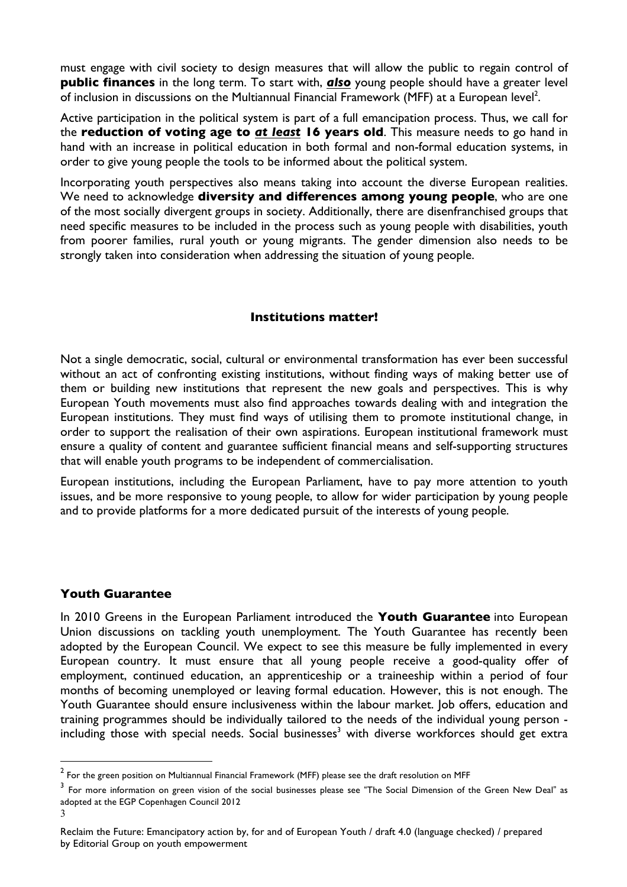must engage with civil society to design measures that will allow the public to regain control of **public finances** in the long term. To start with, ***also*** young people should have a greater level of inclusion in discussions on the Multiannual Financial Framework (MFF) at a European level[2].

Active participation in the political system is part of a full emancipation process. Thus, we call for the **reduction of voting age to *at least* 16 years old**. This measure needs to go hand in hand with an increase in political education in both formal and non-formal education systems, in order to give young people the tools to be informed about the political system.

Incorporating youth perspectives also means taking into account the diverse European realities. We need to acknowledge **diversity and differences among young people**, who are one of the most socially divergent groups in society. Additionally, there are disenfranchised groups that need specific measures to be included in the process such as young people with disabilities, youth from poorer families, rural youth or young migrants. The gender dimension also needs to be strongly taken into consideration when addressing the situation of young people.

## Institutions matter!

Not a single democratic, social, cultural or environmental transformation has ever been successful without an act of confronting existing institutions, without finding ways of making better use of them or building new institutions that represent the new goals and perspectives. This is why European Youth movements must also find approaches towards dealing with and integration the European institutions. They must find ways of utilising them to promote institutional change, in order to support the realisation of their own aspirations. European institutional framework must ensure a quality of content and guarantee sufficient financial means and self-supporting structures that will enable youth programs to be independent of commercialisation.

European institutions, including the European Parliament, have to pay more attention to youth issues, and be more responsive to young people, to allow for wider participation by young people and to provide platforms for a more dedicated pursuit of the interests of young people.

## Youth Guarantee

In 2010 Greens in the European Parliament introduced the **Youth Guarantee** into European Union discussions on tackling youth unemployment. The Youth Guarantee has recently been adopted by the European Council. We expect to see this measure be fully implemented in every European country. It must ensure that all young people receive a good-quality offer of employment, continued education, an apprenticeship or a traineeship within a period of four months of becoming unemployed or leaving formal education. However, this is not enough. The Youth Guarantee should ensure inclusiveness within the labour market. Job offers, education and training programmes should be individually tailored to the needs of the individual young person - including those with special needs. Social businesses[3] with diverse workforces should get extra

[2] For the green position on Multiannual Financial Framework (MFF) please see the draft resolution on MFF

[3] For more information on green vision of the social businesses please see "The Social Dimension of the Green New Deal" as adopted at the EGP Copenhagen Council 2012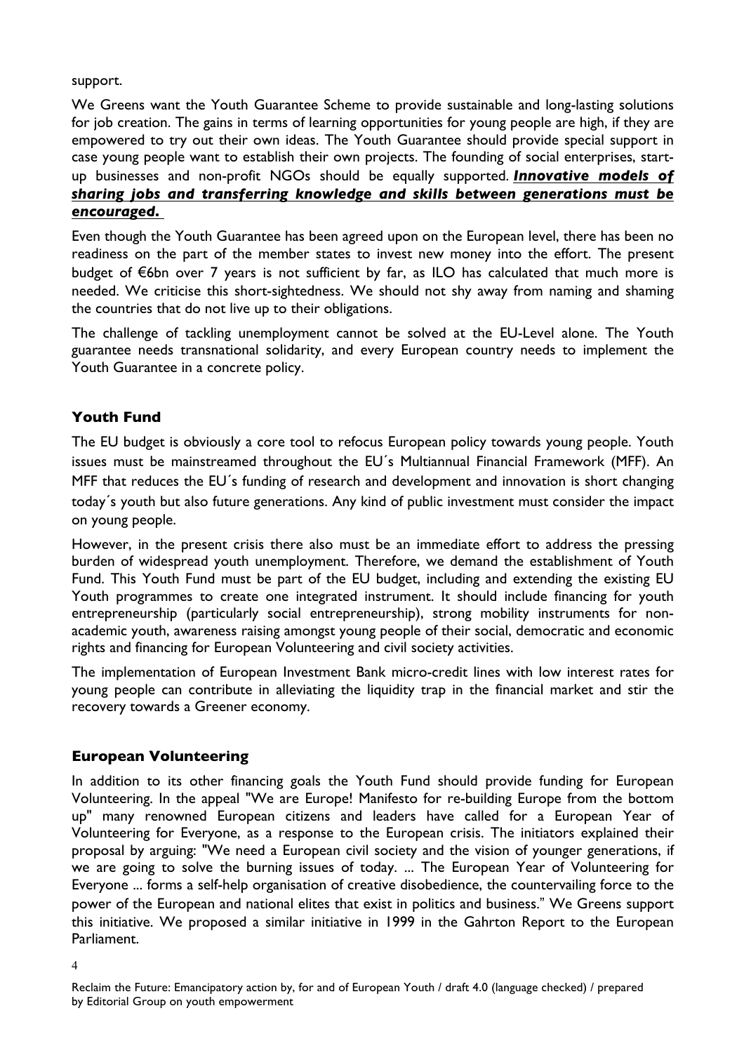support.

We Greens want the Youth Guarantee Scheme to provide sustainable and long-lasting solutions for job creation. The gains in terms of learning opportunities for young people are high, if they are empowered to try out their own ideas. The Youth Guarantee should provide special support in case young people want to establish their own projects. The founding of social enterprises, start-up businesses and non-profit NGOs should be equally supported. ***Innovative models of sharing jobs and transferring knowledge and skills between generations must be encouraged.***

Even though the Youth Guarantee has been agreed upon on the European level, there has been no readiness on the part of the member states to invest new money into the effort. The present budget of €6bn over 7 years is not sufficient by far, as ILO has calculated that much more is needed. We criticise this short-sightedness. We should not shy away from naming and shaming the countries that do not live up to their obligations.

The challenge of tackling unemployment cannot be solved at the EU-Level alone. The Youth guarantee needs transnational solidarity, and every European country needs to implement the Youth Guarantee in a concrete policy.

## Youth Fund

The EU budget is obviously a core tool to refocus European policy towards young people. Youth issues must be mainstreamed throughout the EU´s Multiannual Financial Framework (MFF). An MFF that reduces the EU´s funding of research and development and innovation is short changing today´s youth but also future generations. Any kind of public investment must consider the impact on young people.

However, in the present crisis there also must be an immediate effort to address the pressing burden of widespread youth unemployment. Therefore, we demand the establishment of Youth Fund. This Youth Fund must be part of the EU budget, including and extending the existing EU Youth programmes to create one integrated instrument. It should include financing for youth entrepreneurship (particularly social entrepreneurship), strong mobility instruments for non-academic youth, awareness raising amongst young people of their social, democratic and economic rights and financing for European Volunteering and civil society activities.

The implementation of European Investment Bank micro-credit lines with low interest rates for young people can contribute in alleviating the liquidity trap in the financial market and stir the recovery towards a Greener economy.

## European Volunteering

In addition to its other financing goals the Youth Fund should provide funding for European Volunteering. In the appeal "We are Europe! Manifesto for re-building Europe from the bottom up" many renowned European citizens and leaders have called for a European Year of Volunteering for Everyone, as a response to the European crisis. The initiators explained their proposal by arguing: "We need a European civil society and the vision of younger generations, if we are going to solve the burning issues of today. ... The European Year of Volunteering for Everyone ... forms a self-help organisation of creative disobedience, the countervailing force to the power of the European and national elites that exist in politics and business." We Greens support this initiative. We proposed a similar initiative in 1999 in the Gahrton Report to the European Parliament.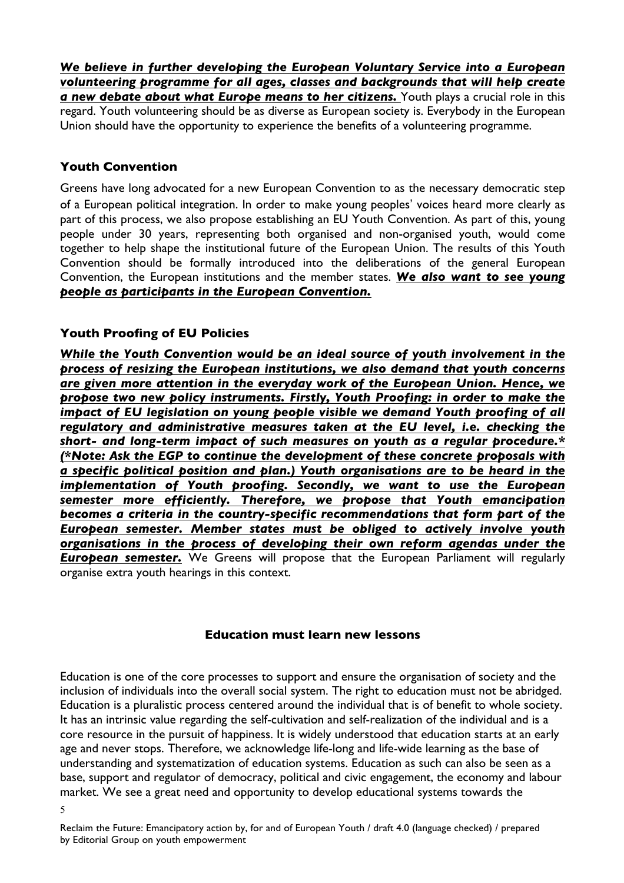***We believe in further developing the European Voluntary Service into a European volunteering programme for all ages, classes and backgrounds that will help create a new debate about what Europe means to her citizens.*** Youth plays a crucial role in this regard. Youth volunteering should be as diverse as European society is. Everybody in the European Union should have the opportunity to experience the benefits of a volunteering programme.

### Youth Convention

Greens have long advocated for a new European Convention to as the necessary democratic step of a European political integration. In order to make young peoples' voices heard more clearly as part of this process, we also propose establishing an EU Youth Convention. As part of this, young people under 30 years, representing both organised and non-organised youth, would come together to help shape the institutional future of the European Union. The results of this Youth Convention should be formally introduced into the deliberations of the general European Convention, the European institutions and the member states. ***We also want to see young people as participants in the European Convention.***

### Youth Proofing of EU Policies

***While the Youth Convention would be an ideal source of youth involvement in the process of resizing the European institutions, we also demand that youth concerns are given more attention in the everyday work of the European Union. Hence, we propose two new policy instruments. Firstly, Youth Proofing: in order to make the impact of EU legislation on young people visible we demand Youth proofing of all regulatory and administrative measures taken at the EU level, i.e. checking the short- and long-term impact of such measures on youth as a regular procedure.\* (\*Note: Ask the EGP to continue the development of these concrete proposals with a specific political position and plan.) Youth organisations are to be heard in the implementation of Youth proofing. Secondly, we want to use the European semester more efficiently. Therefore, we propose that Youth emancipation becomes a criteria in the country-specific recommendations that form part of the European semester. Member states must be obliged to actively involve youth organisations in the process of developing their own reform agendas under the European semester.*** We Greens will propose that the European Parliament will regularly organise extra youth hearings in this context.

## Education must learn new lessons

Education is one of the core processes to support and ensure the organisation of society and the inclusion of individuals into the overall social system. The right to education must not be abridged. Education is a pluralistic process centered around the individual that is of benefit to whole society. It has an intrinsic value regarding the self-cultivation and self-realization of the individual and is a core resource in the pursuit of happiness. It is widely understood that education starts at an early age and never stops. Therefore, we acknowledge life-long and life-wide learning as the base of understanding and systematization of education systems. Education as such can also be seen as a base, support and regulator of democracy, political and civic engagement, the economy and labour market. We see a great need and opportunity to develop educational systems towards the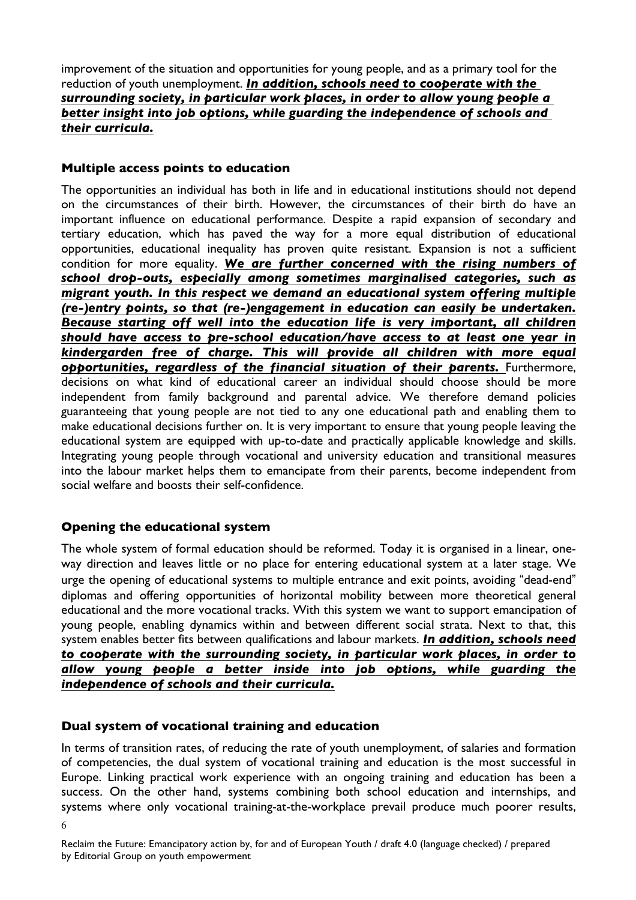improvement of the situation and opportunities for young people, and as a primary tool for the reduction of youth unemployment. ***<u>In addition, schools need to cooperate with the surrounding society, in particular work places, in order to allow young people a better insight into job options, while guarding the independence of schools and their curricula.</u>***

### Multiple access points to education

The opportunities an individual has both in life and in educational institutions should not depend on the circumstances of their birth. However, the circumstances of their birth do have an important influence on educational performance. Despite a rapid expansion of secondary and tertiary education, which has paved the way for a more equal distribution of educational opportunities, educational inequality has proven quite resistant. Expansion is not a sufficient condition for more equality. ***<u>We are further concerned with the rising numbers of school drop-outs, especially among sometimes marginalised categories, such as migrant youth. In this respect we demand an educational system offering multiple (re-)entry points, so that (re-)engagement in education can easily be undertaken. Because starting off well into the education life is very important, all children should have access to pre-school education/have access to at least one year in kindergarden free of charge. This will provide all children with more equal opportunities, regardless of the financial situation of their parents.</u>*** Furthermore, decisions on what kind of educational career an individual should choose should be more independent from family background and parental advice. We therefore demand policies guaranteeing that young people are not tied to any one educational path and enabling them to make educational decisions further on. It is very important to ensure that young people leaving the educational system are equipped with up-to-date and practically applicable knowledge and skills. Integrating young people through vocational and university education and transitional measures into the labour market helps them to emancipate from their parents, become independent from social welfare and boosts their self-confidence.

### Opening the educational system

The whole system of formal education should be reformed. Today it is organised in a linear, one-way direction and leaves little or no place for entering educational system at a later stage. We urge the opening of educational systems to multiple entrance and exit points, avoiding "dead-end" diplomas and offering opportunities of horizontal mobility between more theoretical general educational and the more vocational tracks. With this system we want to support emancipation of young people, enabling dynamics within and between different social strata. Next to that, this system enables better fits between qualifications and labour markets. ***<u>In addition, schools need to cooperate with the surrounding society, in particular work places, in order to allow young people a better inside into job options, while guarding the independence of schools and their curricula.</u>***

### Dual system of vocational training and education

In terms of transition rates, of reducing the rate of youth unemployment, of salaries and formation of competencies, the dual system of vocational training and education is the most successful in Europe. Linking practical work experience with an ongoing training and education has been a success. On the other hand, systems combining both school education and internships, and systems where only vocational training-at-the-workplace prevail produce much poorer results,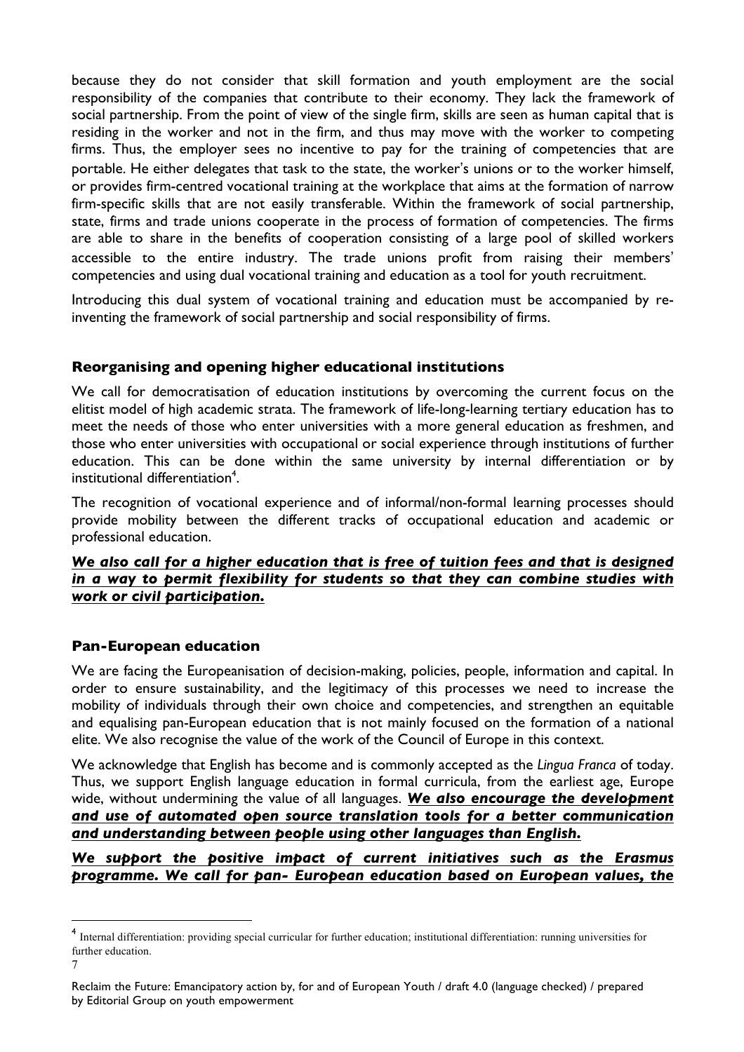because they do not consider that skill formation and youth employment are the social responsibility of the companies that contribute to their economy. They lack the framework of social partnership. From the point of view of the single firm, skills are seen as human capital that is residing in the worker and not in the firm, and thus may move with the worker to competing firms. Thus, the employer sees no incentive to pay for the training of competencies that are portable. He either delegates that task to the state, the worker's unions or to the worker himself, or provides firm-centred vocational training at the workplace that aims at the formation of narrow firm-specific skills that are not easily transferable. Within the framework of social partnership, state, firms and trade unions cooperate in the process of formation of competencies. The firms are able to share in the benefits of cooperation consisting of a large pool of skilled workers accessible to the entire industry. The trade unions profit from raising their members' competencies and using dual vocational training and education as a tool for youth recruitment.

Introducing this dual system of vocational training and education must be accompanied by re-inventing the framework of social partnership and social responsibility of firms.

### Reorganising and opening higher educational institutions

We call for democratisation of education institutions by overcoming the current focus on the elitist model of high academic strata. The framework of life-long-learning tertiary education has to meet the needs of those who enter universities with a more general education as freshmen, and those who enter universities with occupational or social experience through institutions of further education. This can be done within the same university by internal differentiation or by institutional differentiation[4].

The recognition of vocational experience and of informal/non-formal learning processes should provide mobility between the different tracks of occupational education and academic or professional education.

***<u>We also call for a higher education that is free of tuition fees and that is designed in a way to permit flexibility for students so that they can combine studies with work or civil participation.</u>***

### Pan-European education

We are facing the Europeanisation of decision-making, policies, people, information and capital. In order to ensure sustainability, and the legitimacy of this processes we need to increase the mobility of individuals through their own choice and competencies, and strengthen an equitable and equalising pan-European education that is not mainly focused on the formation of a national elite. We also recognise the value of the work of the Council of Europe in this context.

We acknowledge that English has become and is commonly accepted as the *Lingua Franca* of today. Thus, we support English language education in formal curricula, from the earliest age, Europe wide, without undermining the value of all languages. ***<u>We also encourage the development and use of automated open source translation tools for a better communication and understanding between people using other languages than English.</u>***

***<u>We support the positive impact of current initiatives such as the Erasmus programme. We call for pan- European education based on European values, the</u>***

[4] Internal differentiation: providing special curricular for further education; institutional differentiation: running universities for further education.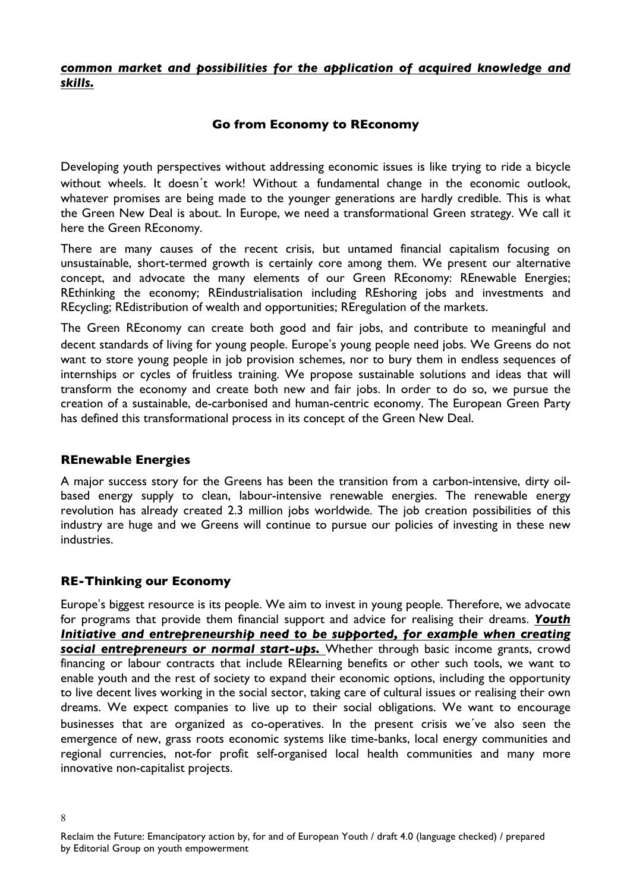***common market and possibilities for the application of acquired knowledge and skills.***

## Go from Economy to REconomy

Developing youth perspectives without addressing economic issues is like trying to ride a bicycle without wheels. It doesn´t work! Without a fundamental change in the economic outlook, whatever promises are being made to the younger generations are hardly credible. This is what the Green New Deal is about. In Europe, we need a transformational Green strategy. We call it here the Green REconomy.

There are many causes of the recent crisis, but untamed financial capitalism focusing on unsustainable, short-termed growth is certainly core among them. We present our alternative concept, and advocate the many elements of our Green REconomy: REnewable Energies; REthinking the economy; REindustrialisation including REshoring jobs and investments and REcycling; REdistribution of wealth and opportunities; REregulation of the markets.

The Green REconomy can create both good and fair jobs, and contribute to meaningful and decent standards of living for young people. Europe's young people need jobs. We Greens do not want to store young people in job provision schemes, nor to bury them in endless sequences of internships or cycles of fruitless training. We propose sustainable solutions and ideas that will transform the economy and create both new and fair jobs. In order to do so, we pursue the creation of a sustainable, de-carbonised and human-centric economy. The European Green Party has defined this transformational process in its concept of the Green New Deal.

### REnewable Energies

A major success story for the Greens has been the transition from a carbon-intensive, dirty oil-based energy supply to clean, labour-intensive renewable energies. The renewable energy revolution has already created 2.3 million jobs worldwide. The job creation possibilities of this industry are huge and we Greens will continue to pursue our policies of investing in these new industries.

### RE-Thinking our Economy

Europe's biggest resource is its people. We aim to invest in young people. Therefore, we advocate for programs that provide them financial support and advice for realising their dreams. ***Youth Initiative and entrepreneurship need to be supported, for example when creating social entrepreneurs or normal start-ups.*** Whether through basic income grants, crowd financing or labour contracts that include RElearning benefits or other such tools, we want to enable youth and the rest of society to expand their economic options, including the opportunity to live decent lives working in the social sector, taking care of cultural issues or realising their own dreams. We expect companies to live up to their social obligations. We want to encourage businesses that are organized as co-operatives. In the present crisis we´ve also seen the emergence of new, grass roots economic systems like time-banks, local energy communities and regional currencies, not-for profit self-organised local health communities and many more innovative non-capitalist projects.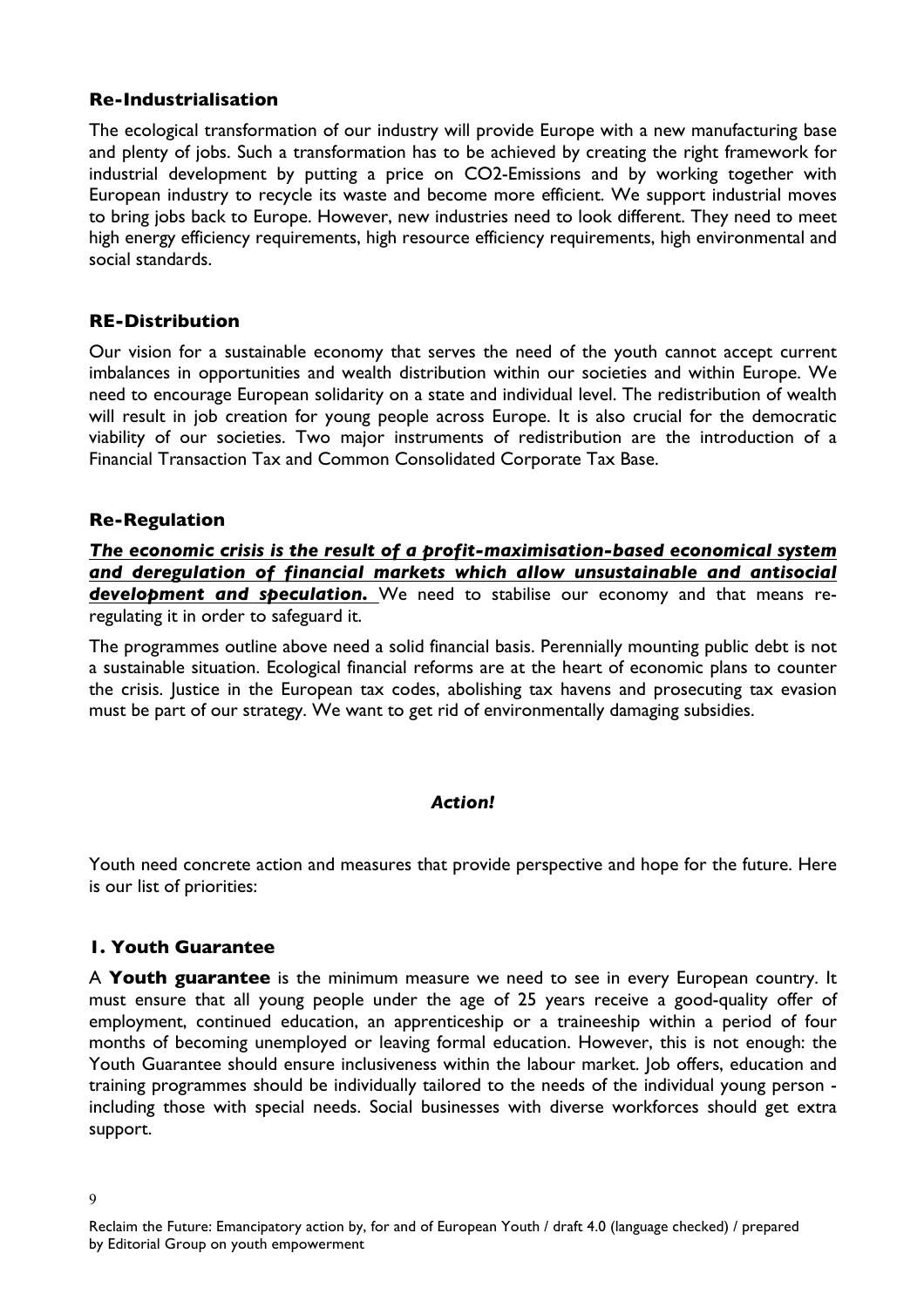### Re-Industrialisation

The ecological transformation of our industry will provide Europe with a new manufacturing base and plenty of jobs. Such a transformation has to be achieved by creating the right framework for industrial development by putting a price on $CO_2$-Emissions and by working together with European industry to recycle its waste and become more efficient. We support industrial moves to bring jobs back to Europe. However, new industries need to look different. They need to meet high energy efficiency requirements, high resource efficiency requirements, high environmental and social standards.

### RE-Distribution

Our vision for a sustainable economy that serves the need of the youth cannot accept current imbalances in opportunities and wealth distribution within our societies and within Europe. We need to encourage European solidarity on a state and individual level. The redistribution of wealth will result in job creation for young people across Europe. It is also crucial for the democratic viability of our societies. Two major instruments of redistribution are the introduction of a Financial Transaction Tax and Common Consolidated Corporate Tax Base.

### Re-Regulation

***The economic crisis is the result of a profit-maximisation-based economical system and deregulation of financial markets which allow unsustainable and antisocial development and speculation.*** We need to stabilise our economy and that means re-regulating it in order to safeguard it.

The programmes outline above need a solid financial basis. Perennially mounting public debt is not a sustainable situation. Ecological financial reforms are at the heart of economic plans to counter the crisis. Justice in the European tax codes, abolishing tax havens and prosecuting tax evasion must be part of our strategy. We want to get rid of environmentally damaging subsidies.

## *Action!*

Youth need concrete action and measures that provide perspective and hope for the future. Here is our list of priorities:

### 1. Youth Guarantee

A **Youth guarantee** is the minimum measure we need to see in every European country. It must ensure that all young people under the age of 25 years receive a good-quality offer of employment, continued education, an apprenticeship or a traineeship within a period of four months of becoming unemployed or leaving formal education. However, this is not enough: the Youth Guarantee should ensure inclusiveness within the labour market. Job offers, education and training programmes should be individually tailored to the needs of the individual young person - including those with special needs. Social businesses with diverse workforces should get extra support.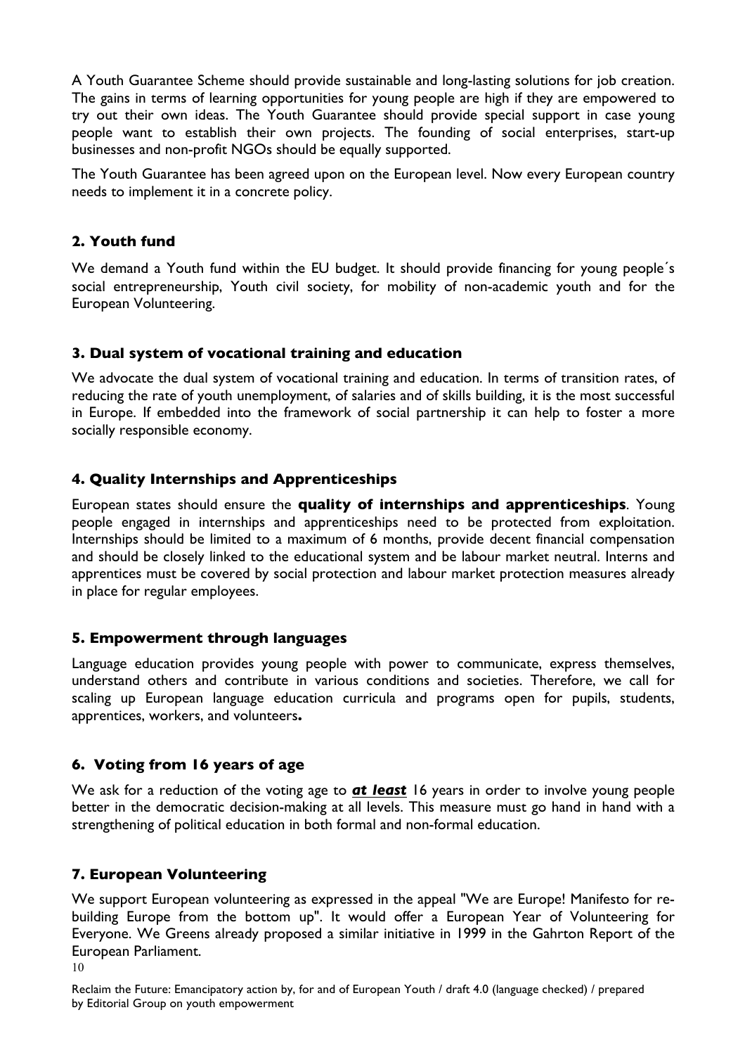A Youth Guarantee Scheme should provide sustainable and long-lasting solutions for job creation. The gains in terms of learning opportunities for young people are high if they are empowered to try out their own ideas. The Youth Guarantee should provide special support in case young people want to establish their own projects. The founding of social enterprises, start-up businesses and non-profit NGOs should be equally supported.

The Youth Guarantee has been agreed upon on the European level. Now every European country needs to implement it in a concrete policy.

## 2. Youth fund

We demand a Youth fund within the EU budget. It should provide financing for young people´s social entrepreneurship, Youth civil society, for mobility of non-academic youth and for the European Volunteering.

## 3. Dual system of vocational training and education

We advocate the dual system of vocational training and education. In terms of transition rates, of reducing the rate of youth unemployment, of salaries and of skills building, it is the most successful in Europe. If embedded into the framework of social partnership it can help to foster a more socially responsible economy.

## 4. Quality Internships and Apprenticeships

European states should ensure the **quality of internships and apprenticeships**. Young people engaged in internships and apprenticeships need to be protected from exploitation. Internships should be limited to a maximum of 6 months, provide decent financial compensation and should be closely linked to the educational system and be labour market neutral. Interns and apprentices must be covered by social protection and labour market protection measures already in place for regular employees.

## 5. Empowerment through languages

Language education provides young people with power to communicate, express themselves, understand others and contribute in various conditions and societies. Therefore, we call for scaling up European language education curricula and programs open for pupils, students, apprentices, workers, and volunteers**.**

## 6. Voting from 16 years of age

We ask for a reduction of the voting age to ***at least*** 16 years in order to involve young people better in the democratic decision-making at all levels. This measure must go hand in hand with a strengthening of political education in both formal and non-formal education.

## 7. European Volunteering

We support European volunteering as expressed in the appeal "We are Europe! Manifesto for re-building Europe from the bottom up". It would offer a European Year of Volunteering for Everyone. We Greens already proposed a similar initiative in 1999 in the Gahrton Report of the European Parliament.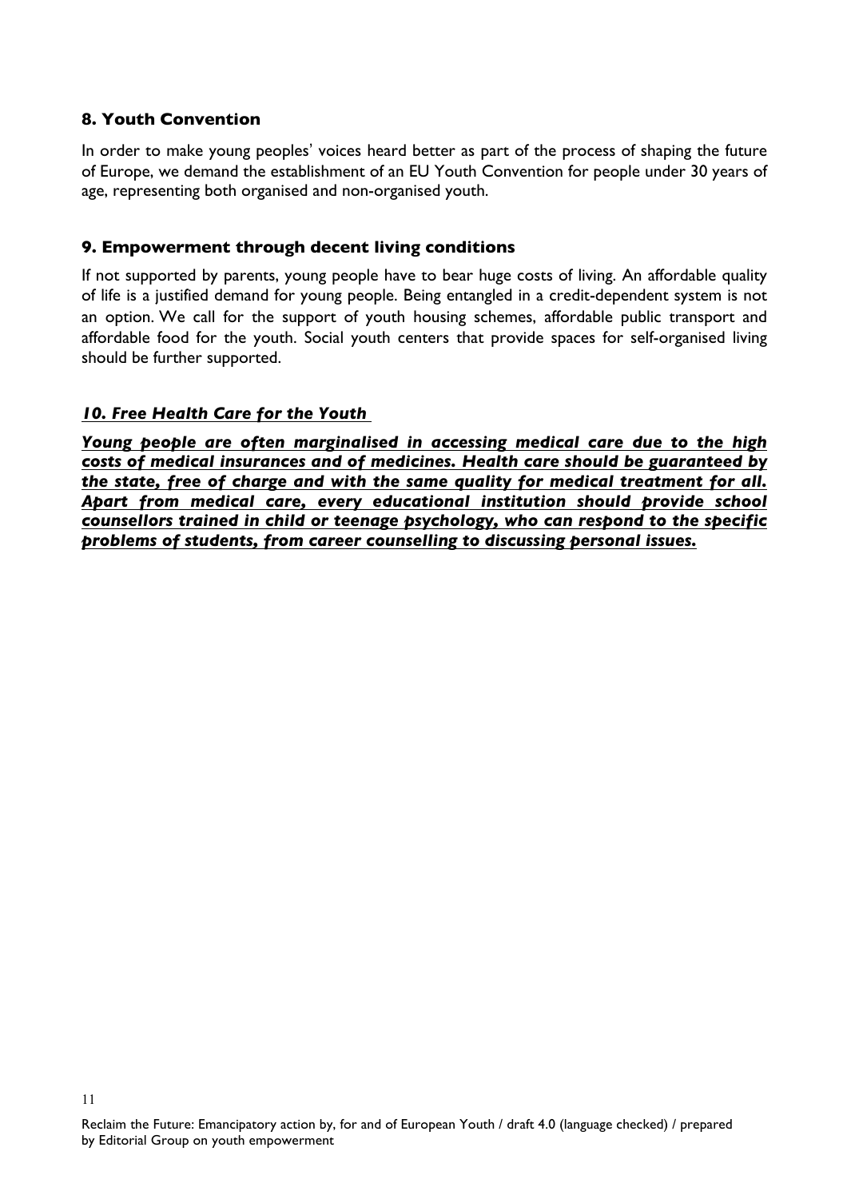### 8. Youth Convention

In order to make young peoples' voices heard better as part of the process of shaping the future of Europe, we demand the establishment of an EU Youth Convention for people under 30 years of age, representing both organised and non-organised youth.

### 9. Empowerment through decent living conditions

If not supported by parents, young people have to bear huge costs of living. An affordable quality of life is a justified demand for young people. Being entangled in a credit-dependent system is not an option. We call for the support of youth housing schemes, affordable public transport and affordable food for the youth. Social youth centers that provide spaces for self-organised living should be further supported.

### *10. Free Health Care for the Youth*

***Young people are often marginalised in accessing medical care due to the high costs of medical insurances and of medicines. Health care should be guaranteed by the state, free of charge and with the same quality for medical treatment for all. Apart from medical care, every educational institution should provide school counsellors trained in child or teenage psychology, who can respond to the specific problems of students, from career counselling to discussing personal issues.***

Reclaim the Future: Emancipatory action by, for and of European Youth / draft 4.0 (language checked) / prepared by Editorial Group on youth empowerment